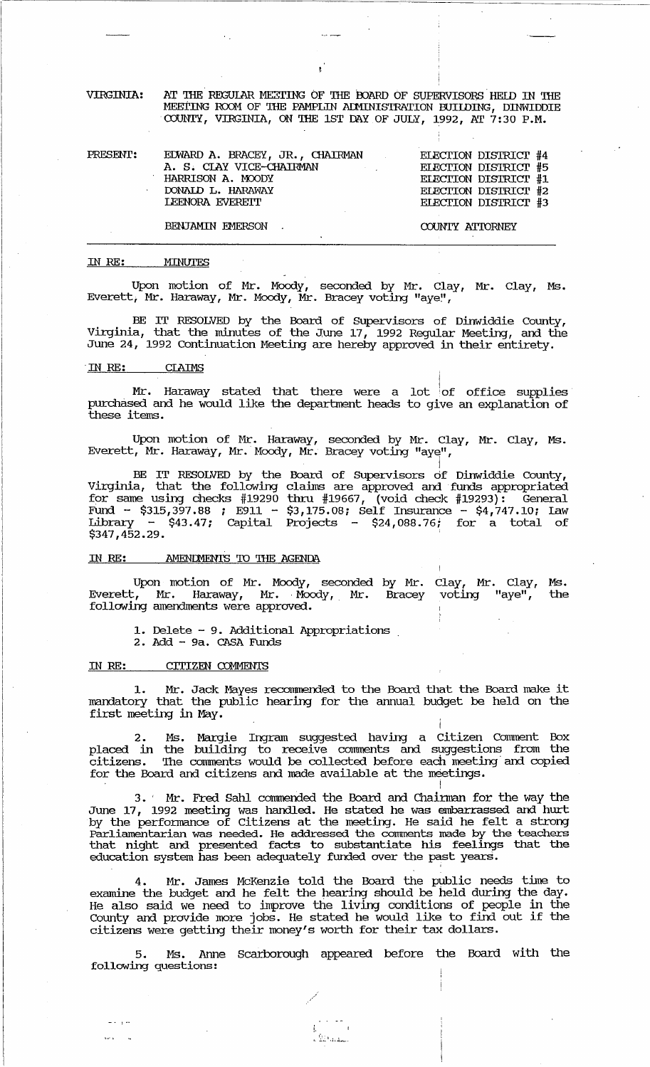VIRGINIA: AT THE REGULAR MEETING OF THE BOARD OF SUPERVISORS HELD IN THE MEETING ROOM OF THE PAMPLIN ADMINISTRATION BUILDING, DINWIDDIE COUNTY, VIRGINIA, ON THE 1ST DAY OF JULY, 1992, AT 7:30 P.M.

| PRESENT: | | |
|---|---|---|
| | EDWARD A. BRACEY, JR., CHAIRMAN | ELECTION DISTRICT #4 |
| | A. S. CLAY VICE-CHAIRMAN | ELECTION DISTRICT #5 |
| | HARRISON A. MOODY | ELECTION DISTRICT #1 |
| | DONALD L. HARAWAY | ELECTION DISTRICT #2 |
| | LEENORA EVERETT | ELECTION DISTRICT #3 |
| | BENJAMIN EMERSON | COUNTY ATTORNEY |

IN RE: MINUTES

Upon motion of Mr. Moody, seconded by Mr. Clay, Mr. Clay, Ms. Everett, Mr. Haraway, Mr. Moody, Mr. Bracey voting "aye",

BE IT RESOLVED by the Board of Supervisors of Dinwiddie County, Virginia, that the minutes of the June 17, 1992 Regular Meeting, and the June 24, 1992 Continuation Meeting are hereby approved in their entirety.

IN RE: CLAIMS

Mr. Haraway stated that there were a lot of office supplies purchased and he would like the department heads to give an explanation of these items.

Upon motion of Mr. Haraway, seconded by Mr. Clay, Mr. Clay, Ms. Everett, Mr. Haraway, Mr. Moody, Mr. Bracey voting "aye",

BE IT RESOLVED by the Board of Supervisors of Dinwiddie County, Virginia, that the following claims are approved and funds appropriated for same using checks #19290 thru #19667, (void check #19293): General Fund - $315,397.88 ; E911 - $3,175.08; Self Insurance - $4,747.10; Law Library - $43.47; Capital Projects - $24,088.76; for a total of $347,452.29.

IN RE: AMENDMENTS TO THE AGENDA

Upon motion of Mr. Moody, seconded by Mr. Clay, Mr. Clay, Ms. Everett, Mr. Haraway, Mr. Moody, Mr. Bracey voting "aye", the following amendments were approved.

1. Delete - 9. Additional Appropriations
2. Add - 9a. CASA Funds

IN RE: CITIZEN COMMENTS

1. Mr. Jack Mayes recommended to the Board that the Board make it mandatory that the public hearing for the annual budget be held on the first meeting in May.

2. Ms. Margie Ingram suggested having a Citizen Comment Box placed in the building to receive comments and suggestions from the citizens. The comments would be collected before each meeting and copied for the Board and citizens and made available at the meetings.

3. Mr. Fred Sahl commended the Board and Chairman for the way the June 17, 1992 meeting was handled. He stated he was embarrassed and hurt by the performance of citizens at the meeting. He said he felt a strong Parliamentarian was needed. He addressed the comments made by the teachers that night and presented facts to substantiate his feelings that the education system has been adequately funded over the past years.

4. Mr. James McKenzie told the Board the public needs time to examine the budget and he felt the hearing should be held during the day. He also said we need to improve the living conditions of people in the County and provide more jobs. He stated he would like to find out if the citizens were getting their money's worth for their tax dollars.

5. Ms. Anne Scarborough appeared before the Board with the following questions: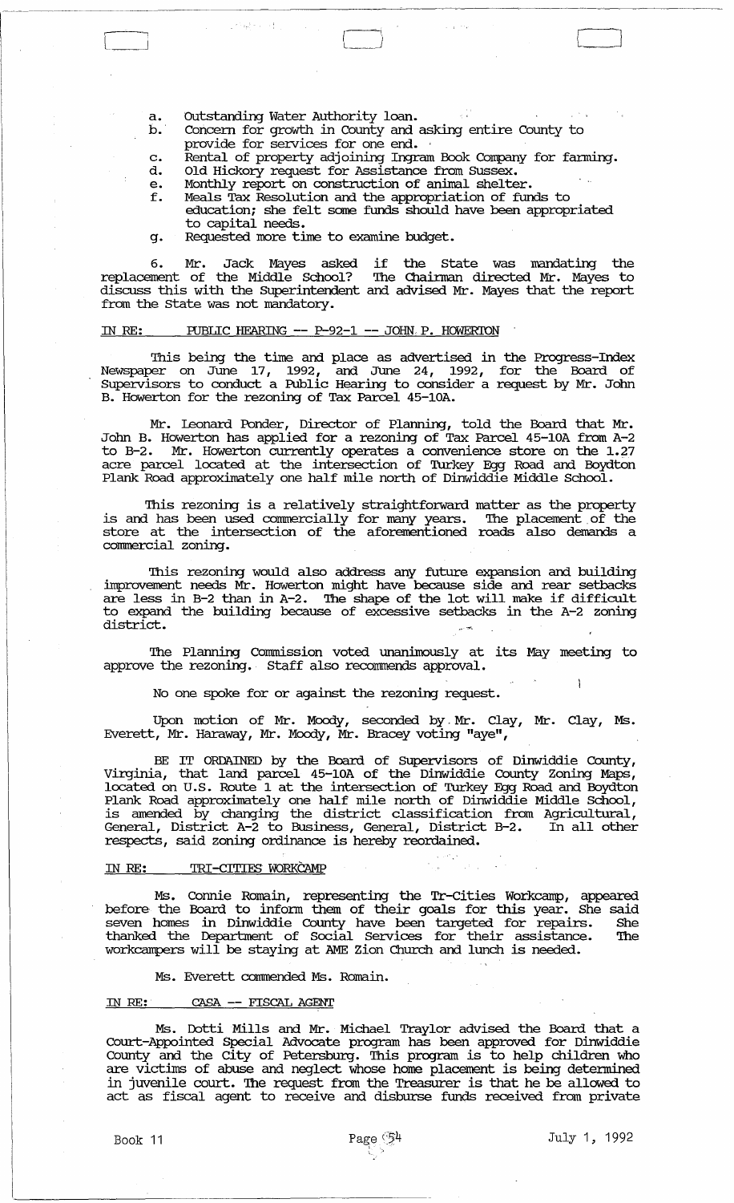a. Outstanding Water Authority loan.
b. Concern for growth in County and asking entire County to provide for services for one end.
c. Rental of property adjoining Ingram Book Company for farming.
d. Old Hickory request for Assistance from Sussex.
e. Monthly report on construction of animal shelter.
f. Meals Tax Resolution and the appropriation of funds to education; she felt some funds should have been appropriated to capital needs.
g. Requested more time to examine budget.

6. Mr. Jack Mayes asked if the State was mandating the replacement of the Middle School? The Chairman directed Mr. Mayes to discuss this with the Superintendent and advised Mr. Mayes that the report from the State was not mandatory.

IN RE: PUBLIC HEARING -- P-92-1 -- JOHN P. HOWERTON

This being the time and place as advertised in the Progress-Index Newspaper on June 17, 1992, and June 24, 1992, for the Board of Supervisors to conduct a Public Hearing to consider a request by Mr. John B. Howerton for the rezoning of Tax Parcel 45-10A.

Mr. Leonard Ponder, Director of Planning, told the Board that Mr. John B. Howerton has applied for a rezoning of Tax Parcel 45-10A from A-2 to B-2. Mr. Howerton currently operates a convenience store on the 1.27 acre parcel located at the intersection of Turkey Egg Road and Boydton Plank Road approximately one half mile north of Dinwiddie Middle School.

This rezoning is a relatively straightforward matter as the property is and has been used commercially for many years. The placement of the store at the intersection of the aforementioned roads also demands a commercial zoning.

This rezoning would also address any future expansion and building improvement needs Mr. Howerton might have because side and rear setbacks are less in B-2 than in A-2. The shape of the lot will make if difficult to expand the building because of excessive setbacks in the A-2 zoning district.

The Planning Commission voted unanimously at its May meeting to approve the rezoning. Staff also recommends approval.

No one spoke for or against the rezoning request.

Upon motion of Mr. Moody, seconded by Mr. Clay, Mr. Clay, Ms. Everett, Mr. Haraway, Mr. Moody, Mr. Bracey voting "aye",

BE IT ORDAINED by the Board of Supervisors of Dinwiddie County, Virginia, that land parcel 45-10A of the Dinwiddie County Zoning Maps, located on U.S. Route 1 at the intersection of Turkey Egg Road and Boydton Plank Road approximately one half mile north of Dinwiddie Middle School, is amended by changing the district classification from Agricultural, General, District A-2 to Business, General, District B-2. In all other respects, said zoning ordinance is hereby reordained.

IN RE: TRI-CITIES WORKCAMP

Ms. Connie Romain, representing the Tr-Cities Workcamp, appeared before the Board to inform them of their goals for this year. She said seven homes in Dinwiddie County have been targeted for repairs. She thanked the Department of Social Services for their assistance. The workcampers will be staying at AME Zion Church and lunch is needed.

Ms. Everett commended Ms. Romain.

IN RE: CASA -- FISCAL AGENT

Ms. Dotti Mills and Mr. Michael Traylor advised the Board that a Court-Appointed Special Advocate program has been approved for Dinwiddie County and the City of Petersburg. This program is to help children who are victims of abuse and neglect whose home placement is being determined in juvenile court. The request from the Treasurer is that he be allowed to act as fiscal agent to receive and disburse funds received from private

Book 11 July 1, 1992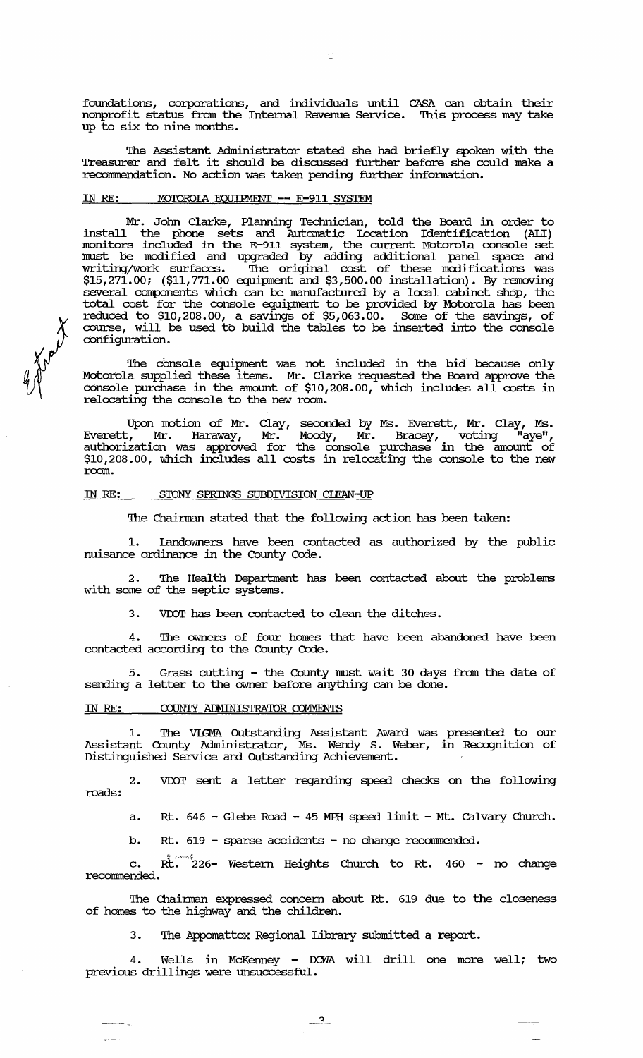foundations, corporations, and individuals until CASA can obtain their nonprofit status from the Internal Revenue Service. This process may take up to six to nine months.

The Assistant Administrator stated she had briefly spoken with the Treasurer and felt it should be discussed further before she could make a recommendation. No action was taken pending further information.

IN RE: MOTOROLA EQUIPMENT -- E-911 SYSTEM

Mr. John Clarke, Planning Technician, told the Board in order to install the phone sets and Automatic Location Identification (ALI) monitors included in the E-911 system, the current Motorola console set must be modified and upgraded by adding additional panel space and writing/work surfaces. The original cost of these modifications was \$15,271.00; (\$11,771.00 equipment and \$3,500.00 installation). By removing several components which can be manufactured by a local cabinet shop, the total cost for the console equipment to be provided by Motorola has been reduced to \$10,208.00, a savings of \$5,063.00. Some of the savings, of course, will be used to build the tables to be inserted into the console configuration.

The console equipment was not included in the bid because only Motorola supplied these items. Mr. Clarke requested the Board approve the console purchase in the amount of \$10,208.00, which includes all costs in relocating the console to the new room.

Upon motion of Mr. Clay, seconded by Ms. Everett, Mr. Clay, Ms. Everett, Mr. Haraway, Mr. Moody, Mr. Bracey, voting "aye", authorization was approved for the console purchase in the amount of \$10,208.00, which includes all costs in relocating the console to the new room.

IN RE: STONY SPRINGS SUBDIVISION CLEAN-UP

The Chairman stated that the following action has been taken:

1. Landowners have been contacted as authorized by the public nuisance ordinance in the County Code.

2. The Health Department has been contacted about the problems with some of the septic systems.

3. VDOT has been contacted to clean the ditches.

4. The owners of four homes that have been abandoned have been contacted according to the County Code.

5. Grass cutting - the County must wait 30 days from the date of sending a letter to the owner before anything can be done.

IN RE: COUNTY ADMINISTRATOR COMMENTS

1. The VLGMA Outstanding Assistant Award was presented to our Assistant County Administrator, Ms. Wendy S. Weber, in Recognition of Distinguished Service and Outstanding Achievement.

2. VDOT sent a letter regarding speed checks on the following roads:

a. Rt. 646 - Glebe Road - 45 MPH speed limit - Mt. Calvary Church.

b. Rt. 619 - sparse accidents - no change recommended.

c. Rt. 226- Western Heights Church to Rt. 460 - no change recommended.

The Chairman expressed concern about Rt. 619 due to the closeness of homes to the highway and the children.

3. The Appomattox Regional Library submitted a report.

4. Wells in McKenney - DCWA will drill one more well; two previous drillings were unsuccessful.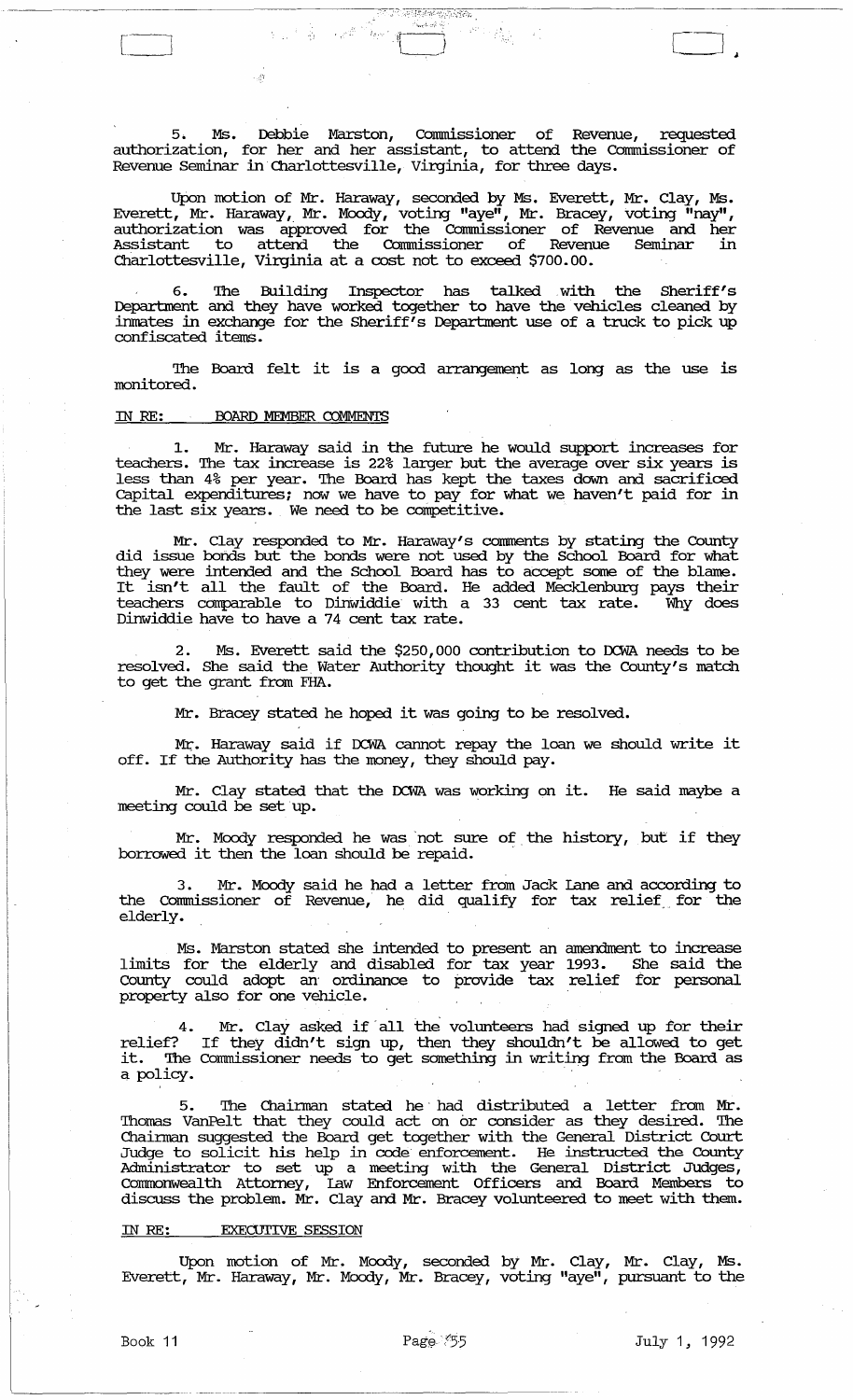5. Ms. Debbie Marston, Commissioner of Revenue, requested authorization, for her and her assistant, to attend the Commissioner of Revenue Seminar in Charlottesville, Virginia, for three days.

Upon motion of Mr. Haraway, seconded by Ms. Everett, Mr. Clay, Ms. Everett, Mr. Haraway, Mr. Moody, voting "aye", Mr. Bracey, voting "nay", authorization was approved for the Commissioner of Revenue and her Assistant to attend the Commissioner of Revenue Seminar in Charlottesville, Virginia at a cost not to exceed $700.00.

6. The Building Inspector has talked with the Sheriff's Department and they have worked together to have the vehicles cleaned by inmates in exchange for the Sheriff's Department use of a truck to pick up confiscated items.

The Board felt it is a good arrangement as long as the use is monitored.

IN RE: BOARD MEMBER COMMENTS

1. Mr. Haraway said in the future he would support increases for teachers. The tax increase is 22% larger but the average over six years is less than 4% per year. The Board has kept the taxes down and sacrificed Capital expenditures; now we have to pay for what we haven't paid for in the last six years. We need to be competitive.

Mr. Clay responded to Mr. Haraway's comments by stating the County did issue bonds but the bonds were not used by the School Board for what they were intended and the School Board has to accept some of the blame. It isn't all the fault of the Board. He added Mecklenburg pays their teachers comparable to Dinwiddie with a 33 cent tax rate. Why does Dinwiddie have to have a 74 cent tax rate.

2. Ms. Everett said the $250,000 contribution to DCWA needs to be resolved. She said the Water Authority thought it was the County's match to get the grant from FHA.

Mr. Bracey stated he hoped it was going to be resolved.

Mr. Haraway said if DCWA cannot repay the loan we should write it off. If the Authority has the money, they should pay.

Mr. Clay stated that the DCWA was working on it. He said maybe a meeting could be set up.

Mr. Moody responded he was not sure of the history, but if they borrowed it then the loan should be repaid.

3. Mr. Moody said he had a letter from Jack Lane and according to the Commissioner of Revenue, he did qualify for tax relief for the elderly.

Ms. Marston stated she intended to present an amendment to increase limits for the elderly and disabled for tax year 1993. She said the County could adopt an ordinance to provide tax relief for personal property also for one vehicle.

4. Mr. Clay asked if all the volunteers had signed up for their relief? If they didn't sign up, then they shouldn't be allowed to get it. The Commissioner needs to get something in writing from the Board as a policy.

5. The Chairman stated he had distributed a letter from Mr. Thomas VanPelt that they could act on or consider as they desired. The Chairman suggested the Board get together with the General District Court Judge to solicit his help in code enforcement. He instructed the County Administrator to set up a meeting with the General District Judges, Commonwealth Attorney, Law Enforcement Officers and Board Members to discuss the problem. Mr. Clay and Mr. Bracey volunteered to meet with them.

IN RE: EXECUTIVE SESSION

Upon motion of Mr. Moody, seconded by Mr. Clay, Mr. Clay, Ms. Everett, Mr. Haraway, Mr. Moody, Mr. Bracey, voting "aye", pursuant to the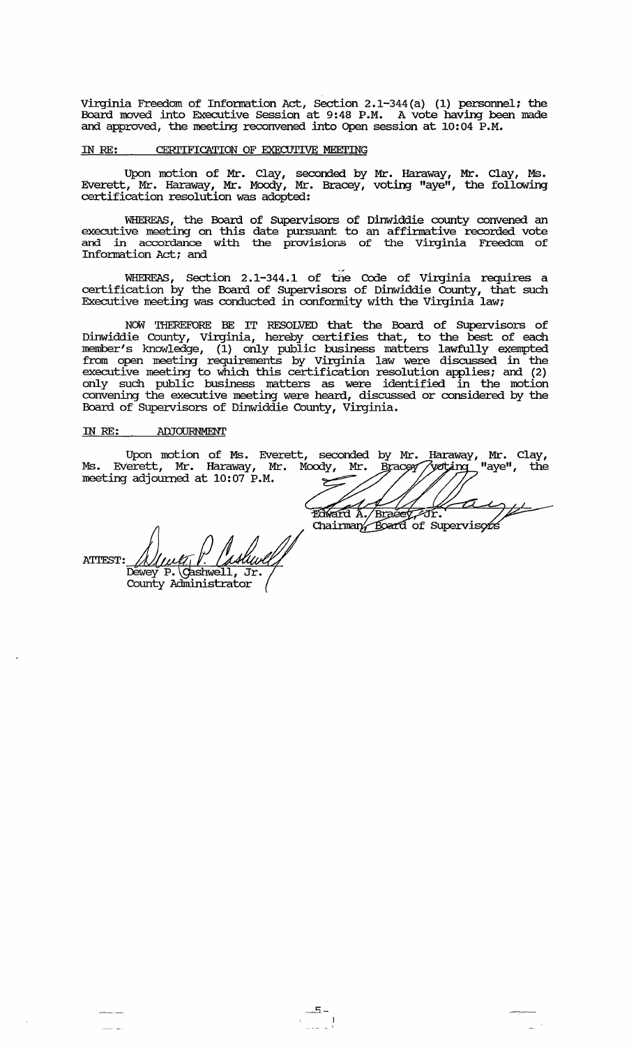Virginia Freedom of Information Act, Section 2.1-344(a) (1) personnel; the Board moved into Executive Session at 9:48 P.M. A vote having been made and approved, the meeting reconvened into Open session at 10:04 P.M.

IN RE: CERTIFICATION OF EXECUTIVE MEETING

Upon motion of Mr. Clay, seconded by Mr. Haraway, Mr. Clay, Ms. Everett, Mr. Haraway, Mr. Moody, Mr. Bracey, voting "aye", the following certification resolution was adopted:

WHEREAS, the Board of Supervisors of Dinwiddie county convened an executive meeting on this date pursuant to an affirmative recorded vote and in accordance with the provisions of the Virginia Freedom of Information Act; and

WHEREAS, Section 2.1-344.1 of the Code of Virginia requires a certification by the Board of Supervisors of Dinwiddie County, that such Executive meeting was conducted in conformity with the Virginia law;

NOW THEREFORE BE IT RESOLVED that the Board of Supervisors of Dinwiddie County, Virginia, hereby certifies that, to the best of each member's knowledge, (1) only public business matters lawfully exempted from open meeting requirements by Virginia law were discussed in the executive meeting to which this certification resolution applies; and (2) only such public business matters as were identified in the motion convening the executive meeting were heard, discussed or considered by the Board of Supervisors of Dinwiddie County, Virginia.

IN RE: ADJOURNMENT

Upon motion of Ms. Everett, seconded by Mr. Haraway, Mr. Clay, Ms. Everett, Mr. Haraway, Mr. Moody, Mr. Bracey voting "aye", the meeting adjourned at 10:07 P.M.

Edward A. Bracey, Jr.
Chairman, Board of Supervisors

ATTEST:

Dewey P. Cashwell, Jr.
County Administrator